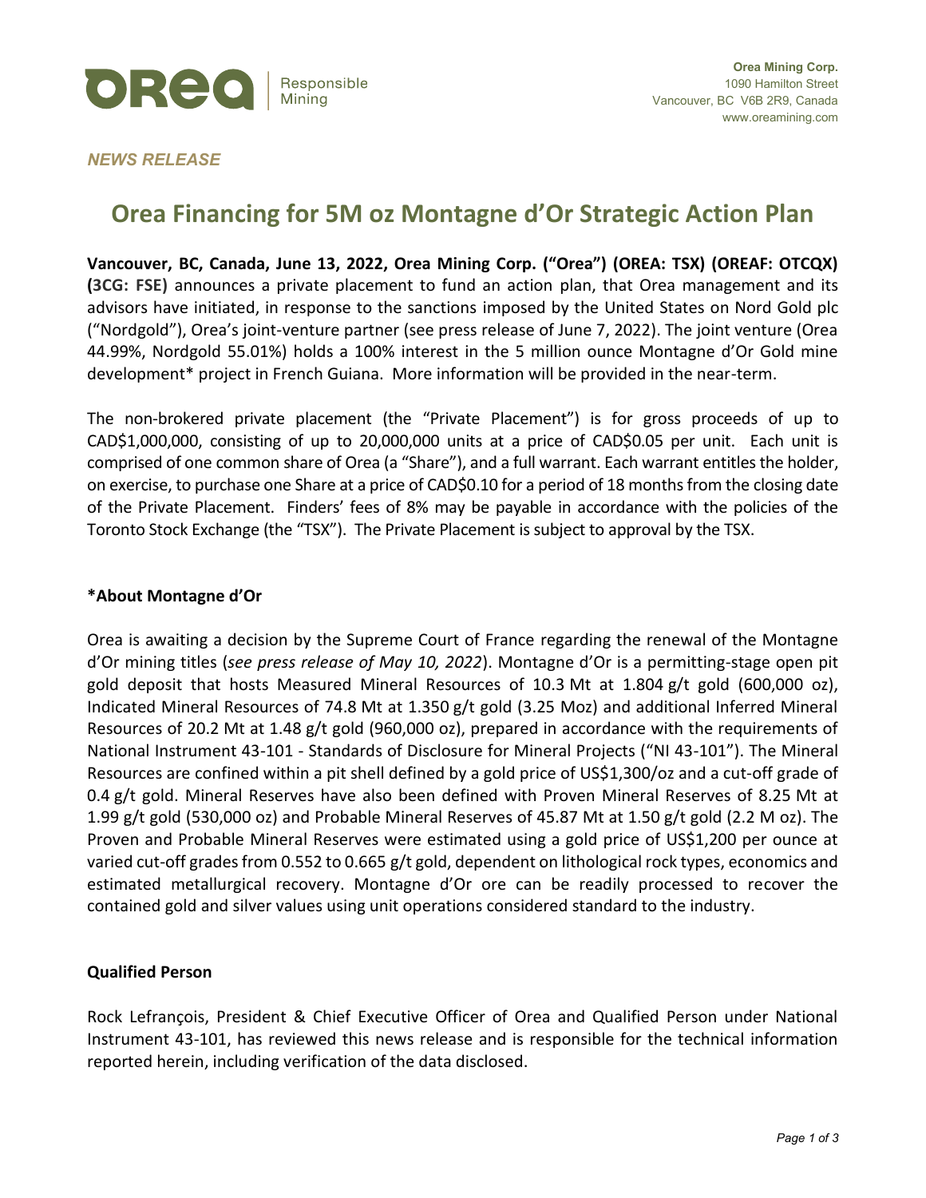Orea Mining Corp.
1090 Hamilton Street
Vancouver, BC V6B 2R9, Canada
www.oreamining.com

*NEWS RELEASE*

# Orea Financing for 5M oz Montagne d'Or Strategic Action Plan

**Vancouver, BC, Canada, June 13, 2022, Orea Mining Corp. ("Orea") (OREA: TSX) (OREAF: OTCQX) (3CG: FSE)** announces a private placement to fund an action plan, that Orea management and its advisors have initiated, in response to the sanctions imposed by the United States on Nord Gold plc ("Nordgold"), Orea's joint-venture partner (see press release of June 7, 2022). The joint venture (Orea 44.99%, Nordgold 55.01%) holds a 100% interest in the 5 million ounce Montagne d'Or Gold mine development* project in French Guiana. More information will be provided in the near-term.

The non-brokered private placement (the "Private Placement") is for gross proceeds of up to CAD$1,000,000, consisting of up to 20,000,000 units at a price of CAD$0.05 per unit. Each unit is comprised of one common share of Orea (a "Share"), and a full warrant. Each warrant entitles the holder, on exercise, to purchase one Share at a price of CAD$0.10 for a period of 18 months from the closing date of the Private Placement. Finders' fees of 8% may be payable in accordance with the policies of the Toronto Stock Exchange (the "TSX"). The Private Placement is subject to approval by the TSX.

## *About Montagne d'Or

Orea is awaiting a decision by the Supreme Court of France regarding the renewal of the Montagne d'Or mining titles (*see press release of May 10, 2022*). Montagne d'Or is a permitting-stage open pit gold deposit that hosts Measured Mineral Resources of 10.3 Mt at 1.804 g/t gold (600,000 oz), Indicated Mineral Resources of 74.8 Mt at 1.350 g/t gold (3.25 Moz) and additional Inferred Mineral Resources of 20.2 Mt at 1.48 g/t gold (960,000 oz), prepared in accordance with the requirements of National Instrument 43-101 - Standards of Disclosure for Mineral Projects ("NI 43-101"). The Mineral Resources are confined within a pit shell defined by a gold price of US$1,300/oz and a cut-off grade of 0.4 g/t gold. Mineral Reserves have also been defined with Proven Mineral Reserves of 8.25 Mt at 1.99 g/t gold (530,000 oz) and Probable Mineral Reserves of 45.87 Mt at 1.50 g/t gold (2.2 M oz). The Proven and Probable Mineral Reserves were estimated using a gold price of US$1,200 per ounce at varied cut-off grades from 0.552 to 0.665 g/t gold, dependent on lithological rock types, economics and estimated metallurgical recovery. Montagne d'Or ore can be readily processed to recover the contained gold and silver values using unit operations considered standard to the industry.

## Qualified Person

Rock Lefrançois, President & Chief Executive Officer of Orea and Qualified Person under National Instrument 43-101, has reviewed this news release and is responsible for the technical information reported herein, including verification of the data disclosed.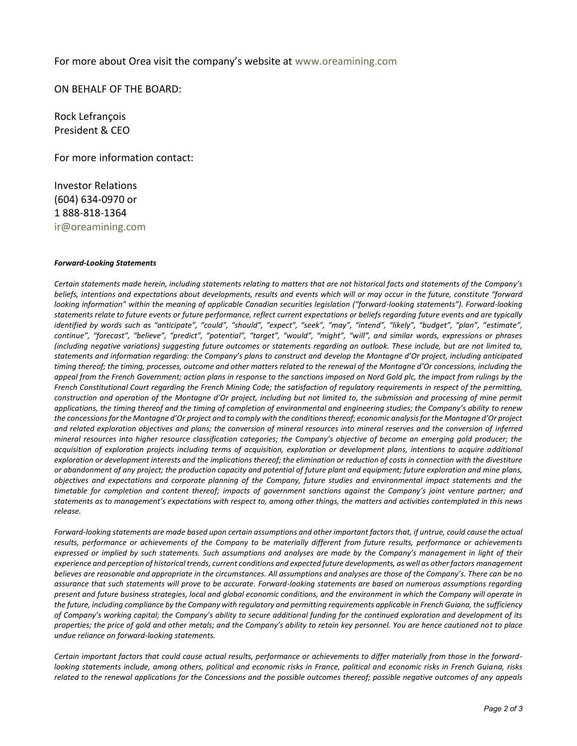For more about Orea visit the company's website at www.oreamining.com

ON BEHALF OF THE BOARD:

Rock Lefrançois
President & CEO

For more information contact:

Investor Relations
(604) 634-0970 or
1 888-818-1364
ir@oreamining.com

***Forward-Looking Statements***

*Certain statements made herein, including statements relating to matters that are not historical facts and statements of the Company's beliefs, intentions and expectations about developments, results and events which will or may occur in the future, constitute "forward looking information" within the meaning of applicable Canadian securities legislation ("forward-looking statements"). Forward-looking statements relate to future events or future performance, reflect current expectations or beliefs regarding future events and are typically identified by words such as "anticipate", "could", "should", "expect", "seek", "may", "intend", "likely", "budget", "plan", "estimate", continue", "forecast", "believe", "predict", "potential", "target", "would", "might", "will", and similar words, expressions or phrases (including negative variations) suggesting future outcomes or statements regarding an outlook. These include, but are not limited to, statements and information regarding: the Company's plans to construct and develop the Montagne d'Or project, including anticipated timing thereof; the timing, processes, outcome and other matters related to the renewal of the Montagne d'Or concessions, including the appeal from the French Government; action plans in response to the sanctions imposed on Nord Gold plc, the impact from rulings by the French Constitutional Court regarding the French Mining Code; the satisfaction of regulatory requirements in respect of the permitting, construction and operation of the Montagne d'Or project, including but not limited to, the submission and processing of mine permit applications, the timing thereof and the timing of completion of environmental and engineering studies; the Company's ability to renew the concessions for the Montagne d'Or project and to comply with the conditions thereof; economic analysis for the Montagne d'Or project and related exploration objectives and plans; the conversion of mineral resources into mineral reserves and the conversion of inferred mineral resources into higher resource classification categories; the Company's objective of become an emerging gold producer; the acquisition of exploration projects including terms of acquisition, exploration or development plans, intentions to acquire additional exploration or development interests and the implications thereof; the elimination or reduction of costs in connection with the divestiture or abandonment of any project; the production capacity and potential of future plant and equipment; future exploration and mine plans, objectives and expectations and corporate planning of the Company, future studies and environmental impact statements and the timetable for completion and content thereof; impacts of government sanctions against the Company's joint venture partner; and statements as to management's expectations with respect to, among other things, the matters and activities contemplated in this news release.*

*Forward-looking statements are made based upon certain assumptions and other important factors that, if untrue, could cause the actual results, performance or achievements of the Company to be materially different from future results, performance or achievements expressed or implied by such statements. Such assumptions and analyses are made by the Company's management in light of their experience and perception of historical trends, current conditions and expected future developments, as well as other factors management believes are reasonable and appropriate in the circumstances. All assumptions and analyses are those of the Company's. There can be no assurance that such statements will prove to be accurate. Forward-looking statements are based on numerous assumptions regarding present and future business strategies, local and global economic conditions, and the environment in which the Company will operate in the future, including compliance by the Company with regulatory and permitting requirements applicable in French Guiana, the sufficiency of Company's working capital; the Company's ability to secure additional funding for the continued exploration and development of its properties; the price of gold and other metals; and the Company's ability to retain key personnel. You are hence cautioned not to place undue reliance on forward-looking statements.*

*Certain important factors that could cause actual results, performance or achievements to differ materially from those in the forward-looking statements include, among others, political and economic risks in France, political and economic risks in French Guiana, risks related to the renewal applications for the Concessions and the possible outcomes thereof; possible negative outcomes of any appeals*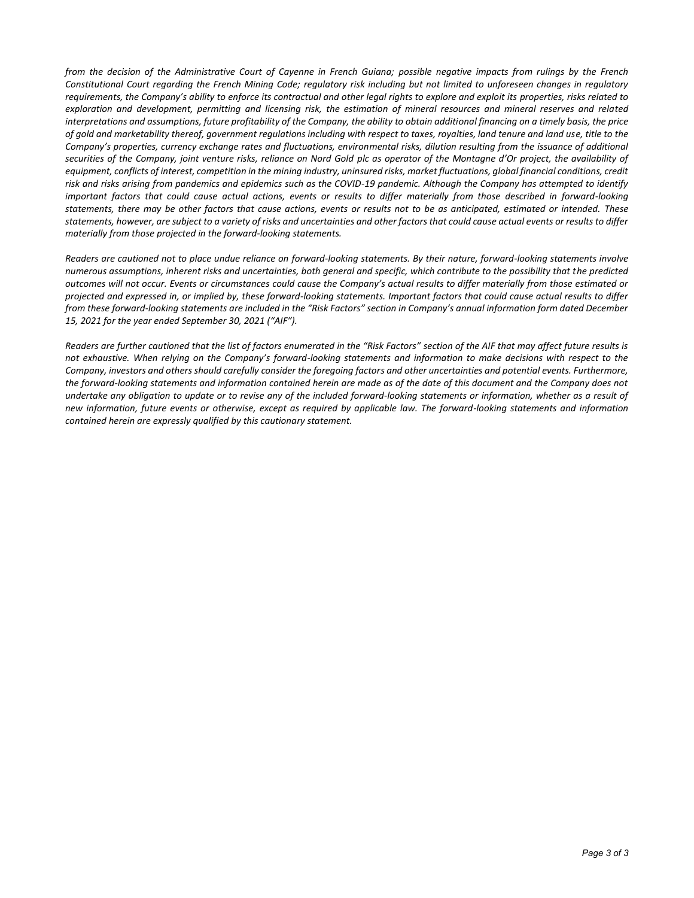*from the decision of the Administrative Court of Cayenne in French Guiana; possible negative impacts from rulings by the French Constitutional Court regarding the French Mining Code; regulatory risk including but not limited to unforeseen changes in regulatory requirements, the Company's ability to enforce its contractual and other legal rights to explore and exploit its properties, risks related to exploration and development, permitting and licensing risk, the estimation of mineral resources and mineral reserves and related interpretations and assumptions, future profitability of the Company, the ability to obtain additional financing on a timely basis, the price of gold and marketability thereof, government regulations including with respect to taxes, royalties, land tenure and land use, title to the Company's properties, currency exchange rates and fluctuations, environmental risks, dilution resulting from the issuance of additional securities of the Company, joint venture risks, reliance on Nord Gold plc as operator of the Montagne d'Or project, the availability of equipment, conflicts of interest, competition in the mining industry, uninsured risks, market fluctuations, global financial conditions, credit risk and risks arising from pandemics and epidemics such as the COVID-19 pandemic. Although the Company has attempted to identify important factors that could cause actual actions, events or results to differ materially from those described in forward-looking statements, there may be other factors that cause actions, events or results not to be as anticipated, estimated or intended. These statements, however, are subject to a variety of risks and uncertainties and other factors that could cause actual events or results to differ materially from those projected in the forward-looking statements.*

*Readers are cautioned not to place undue reliance on forward-looking statements. By their nature, forward-looking statements involve numerous assumptions, inherent risks and uncertainties, both general and specific, which contribute to the possibility that the predicted outcomes will not occur. Events or circumstances could cause the Company's actual results to differ materially from those estimated or projected and expressed in, or implied by, these forward-looking statements. Important factors that could cause actual results to differ from these forward-looking statements are included in the "Risk Factors" section in Company's annual information form dated December 15, 2021 for the year ended September 30, 2021 ("AIF").*

*Readers are further cautioned that the list of factors enumerated in the "Risk Factors" section of the AIF that may affect future results is not exhaustive. When relying on the Company's forward-looking statements and information to make decisions with respect to the Company, investors and others should carefully consider the foregoing factors and other uncertainties and potential events. Furthermore, the forward-looking statements and information contained herein are made as of the date of this document and the Company does not undertake any obligation to update or to revise any of the included forward-looking statements or information, whether as a result of new information, future events or otherwise, except as required by applicable law. The forward-looking statements and information contained herein are expressly qualified by this cautionary statement.*